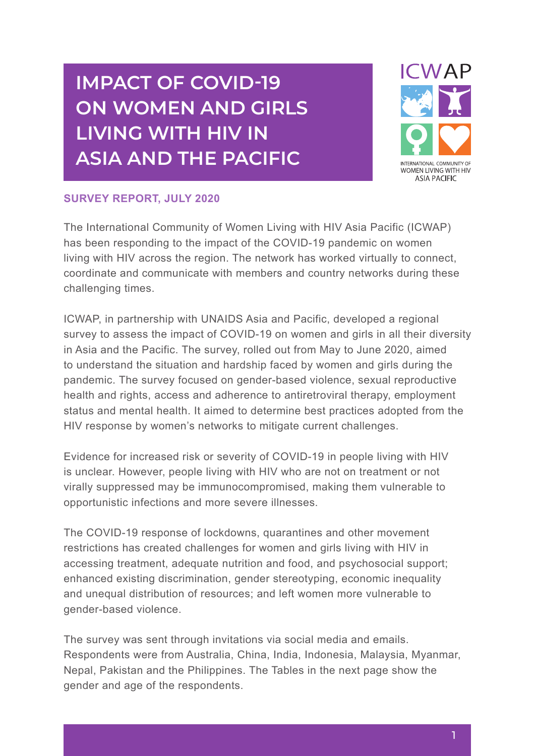# IMPACT OF COVID-19 ON WOMEN AND GIRLS LIVING WITH HIV IN ASIA AND THE PACIFIC

ICWAP

INTERNATIONAL COMMUNITY OF WOMEN LIVING WITH HIV ASIA PACIFIC

**SURVEY REPORT, JULY 2020**

The International Community of Women Living with HIV Asia Pacific (ICWAP) has been responding to the impact of the COVID-19 pandemic on women living with HIV across the region. The network has worked virtually to connect, coordinate and communicate with members and country networks during these challenging times.

ICWAP, in partnership with UNAIDS Asia and Pacific, developed a regional survey to assess the impact of COVID-19 on women and girls in all their diversity in Asia and the Pacific. The survey, rolled out from May to June 2020, aimed to understand the situation and hardship faced by women and girls during the pandemic. The survey focused on gender-based violence, sexual reproductive health and rights, access and adherence to antiretroviral therapy, employment status and mental health. It aimed to determine best practices adopted from the HIV response by women's networks to mitigate current challenges.

Evidence for increased risk or severity of COVID-19 in people living with HIV is unclear. However, people living with HIV who are not on treatment or not virally suppressed may be immunocompromised, making them vulnerable to opportunistic infections and more severe illnesses.

The COVID-19 response of lockdowns, quarantines and other movement restrictions has created challenges for women and girls living with HIV in accessing treatment, adequate nutrition and food, and psychosocial support; enhanced existing discrimination, gender stereotyping, economic inequality and unequal distribution of resources; and left women more vulnerable to gender-based violence.

The survey was sent through invitations via social media and emails. Respondents were from Australia, China, India, Indonesia, Malaysia, Myanmar, Nepal, Pakistan and the Philippines. The Tables in the next page show the gender and age of the respondents.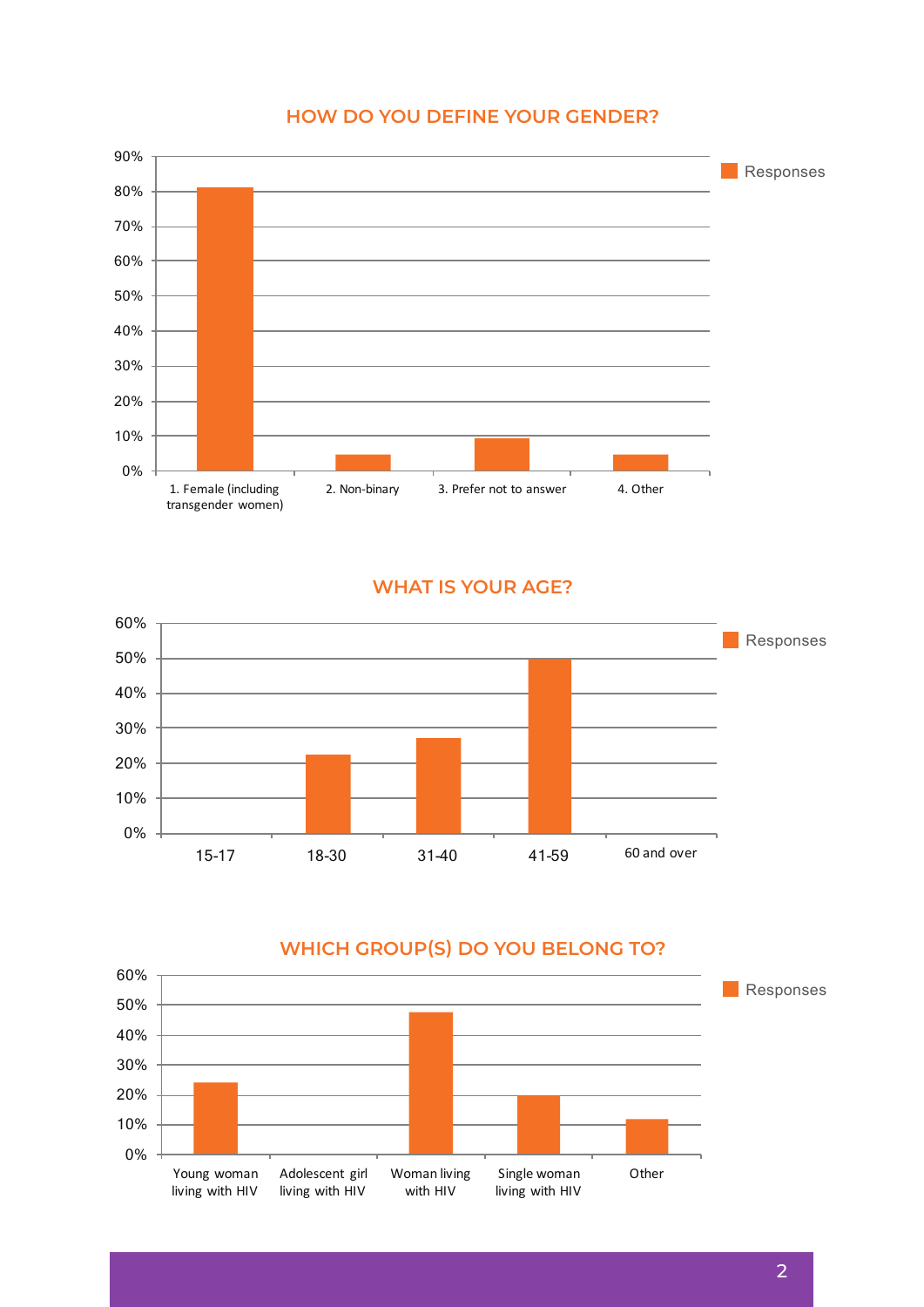## HOW DO YOU DEFINE YOUR GENDER?

| Response | Responses |
|---|---|
| 1. Female (including transgender women) | ~81% |
| 2. Non-binary | ~4.5% |
| 3. Prefer not to answer | ~9% |
| 4. Other | ~4.5% |

## WHAT IS YOUR AGE?

| Age | Responses |
|---|---|
| 15-17 | 0% |
| 18-30 | ~22% |
| 31-40 | ~27% |
| 41-59 | ~50% |
| 60 and over | 0% |

## WHICH GROUP(S) DO YOU BELONG TO?

| Group | Responses |
|---|---|
| Young woman living with HIV | ~24% |
| Adolescent girl living with HIV | 0% |
| Woman living with HIV | ~47% |
| Single woman living with HIV | ~20% |
| Other | ~12% |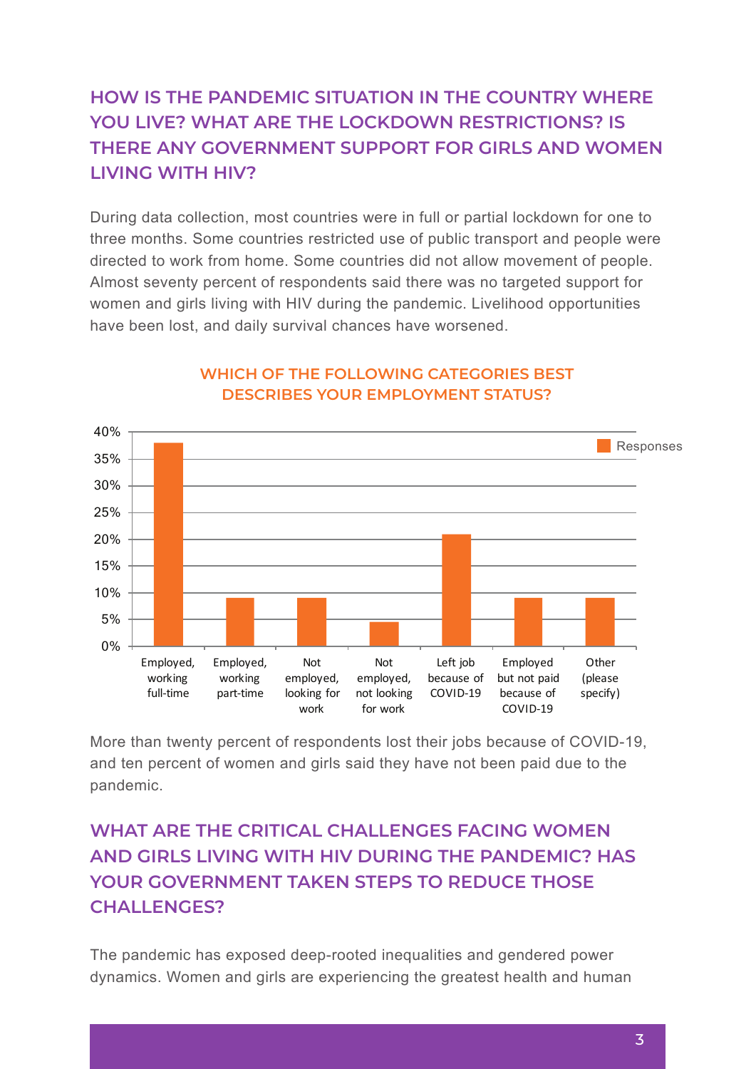## HOW IS THE PANDEMIC SITUATION IN THE COUNTRY WHERE YOU LIVE? WHAT ARE THE LOCKDOWN RESTRICTIONS? IS THERE ANY GOVERNMENT SUPPORT FOR GIRLS AND WOMEN LIVING WITH HIV?

During data collection, most countries were in full or partial lockdown for one to three months. Some countries restricted use of public transport and people were directed to work from home. Some countries did not allow movement of people. Almost seventy percent of respondents said there was no targeted support for women and girls living with HIV during the pandemic. Livelihood opportunities have been lost, and daily survival chances have worsened.

### WHICH OF THE FOLLOWING CATEGORIES BEST DESCRIBES YOUR EMPLOYMENT STATUS?

| Category | Responses |
|---|---|
| Employed, working full-time | ~38% |
| Employed, working part-time | ~9% |
| Not employed, looking for work | ~9% |
| Not employed, not looking for work | ~4.5% |
| Left job because of COVID-19 | ~21% |
| Employed but not paid because of COVID-19 | ~9% |
| Other (please specify) | ~9% |

More than twenty percent of respondents lost their jobs because of COVID-19, and ten percent of women and girls said they have not been paid due to the pandemic.

## WHAT ARE THE CRITICAL CHALLENGES FACING WOMEN AND GIRLS LIVING WITH HIV DURING THE PANDEMIC? HAS YOUR GOVERNMENT TAKEN STEPS TO REDUCE THOSE CHALLENGES?

The pandemic has exposed deep-rooted inequalities and gendered power dynamics. Women and girls are experiencing the greatest health and human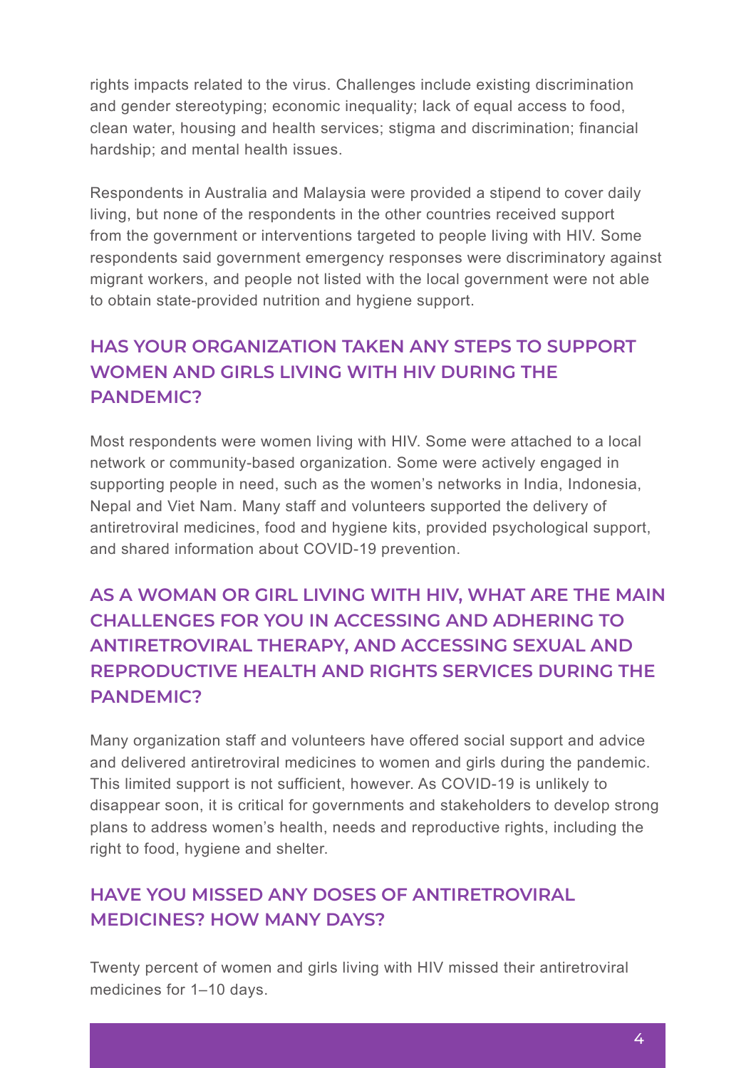rights impacts related to the virus. Challenges include existing discrimination and gender stereotyping; economic inequality; lack of equal access to food, clean water, housing and health services; stigma and discrimination; financial hardship; and mental health issues.

Respondents in Australia and Malaysia were provided a stipend to cover daily living, but none of the respondents in the other countries received support from the government or interventions targeted to people living with HIV. Some respondents said government emergency responses were discriminatory against migrant workers, and people not listed with the local government were not able to obtain state-provided nutrition and hygiene support.

## HAS YOUR ORGANIZATION TAKEN ANY STEPS TO SUPPORT WOMEN AND GIRLS LIVING WITH HIV DURING THE PANDEMIC?

Most respondents were women living with HIV. Some were attached to a local network or community-based organization. Some were actively engaged in supporting people in need, such as the women's networks in India, Indonesia, Nepal and Viet Nam. Many staff and volunteers supported the delivery of antiretroviral medicines, food and hygiene kits, provided psychological support, and shared information about COVID-19 prevention.

## AS A WOMAN OR GIRL LIVING WITH HIV, WHAT ARE THE MAIN CHALLENGES FOR YOU IN ACCESSING AND ADHERING TO ANTIRETROVIRAL THERAPY, AND ACCESSING SEXUAL AND REPRODUCTIVE HEALTH AND RIGHTS SERVICES DURING THE PANDEMIC?

Many organization staff and volunteers have offered social support and advice and delivered antiretroviral medicines to women and girls during the pandemic. This limited support is not sufficient, however. As COVID-19 is unlikely to disappear soon, it is critical for governments and stakeholders to develop strong plans to address women's health, needs and reproductive rights, including the right to food, hygiene and shelter.

## HAVE YOU MISSED ANY DOSES OF ANTIRETROVIRAL MEDICINES? HOW MANY DAYS?

Twenty percent of women and girls living with HIV missed their antiretroviral medicines for 1–10 days.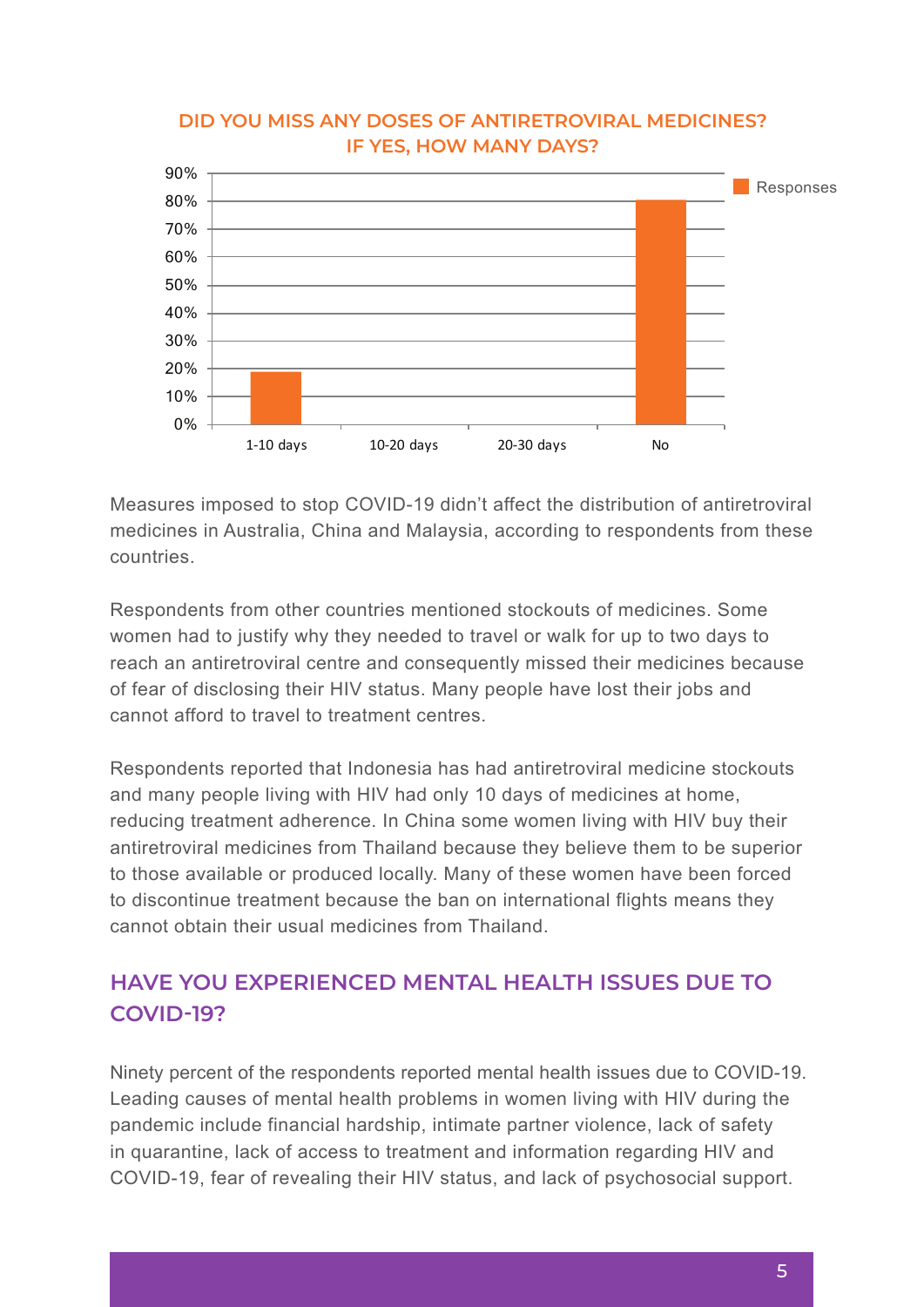## DID YOU MISS ANY DOSES OF ANTIRETROVIRAL MEDICINES? IF YES, HOW MANY DAYS?

| | Responses |
|---|---|
| 1-10 days | 19% |
| 10-20 days | 0% |
| 20-30 days | 0% |
| No | 81% |

Measures imposed to stop COVID-19 didn't affect the distribution of antiretroviral medicines in Australia, China and Malaysia, according to respondents from these countries.

Respondents from other countries mentioned stockouts of medicines. Some women had to justify why they needed to travel or walk for up to two days to reach an antiretroviral centre and consequently missed their medicines because of fear of disclosing their HIV status. Many people have lost their jobs and cannot afford to travel to treatment centres.

Respondents reported that Indonesia has had antiretroviral medicine stockouts and many people living with HIV had only 10 days of medicines at home, reducing treatment adherence. In China some women living with HIV buy their antiretroviral medicines from Thailand because they believe them to be superior to those available or produced locally. Many of these women have been forced to discontinue treatment because the ban on international flights means they cannot obtain their usual medicines from Thailand.

## HAVE YOU EXPERIENCED MENTAL HEALTH ISSUES DUE TO COVID-19?

Ninety percent of the respondents reported mental health issues due to COVID-19. Leading causes of mental health problems in women living with HIV during the pandemic include financial hardship, intimate partner violence, lack of safety in quarantine, lack of access to treatment and information regarding HIV and COVID-19, fear of revealing their HIV status, and lack of psychosocial support.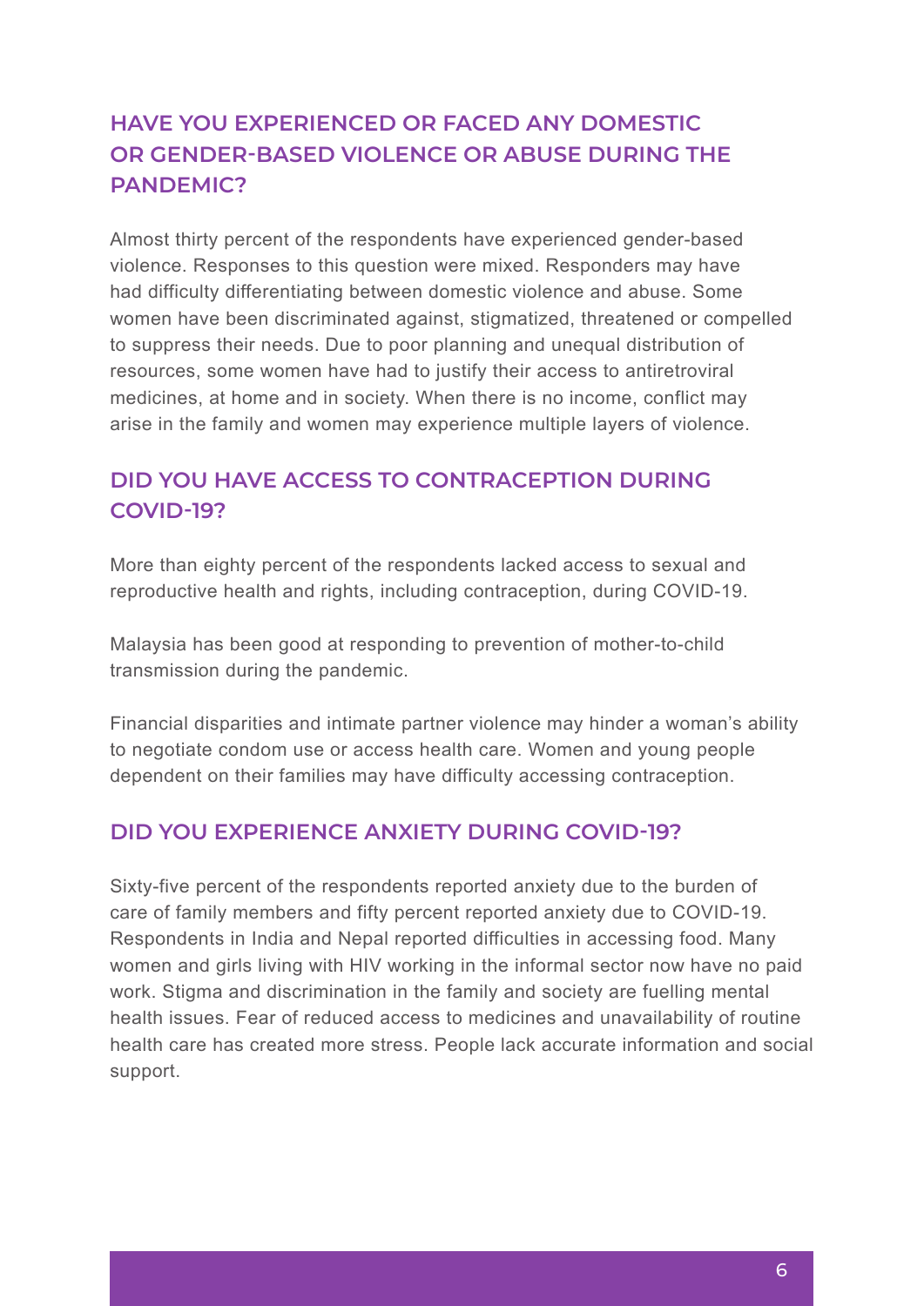## HAVE YOU EXPERIENCED OR FACED ANY DOMESTIC OR GENDER-BASED VIOLENCE OR ABUSE DURING THE PANDEMIC?

Almost thirty percent of the respondents have experienced gender-based violence. Responses to this question were mixed. Responders may have had difficulty differentiating between domestic violence and abuse. Some women have been discriminated against, stigmatized, threatened or compelled to suppress their needs. Due to poor planning and unequal distribution of resources, some women have had to justify their access to antiretroviral medicines, at home and in society. When there is no income, conflict may arise in the family and women may experience multiple layers of violence.

## DID YOU HAVE ACCESS TO CONTRACEPTION DURING COVID-19?

More than eighty percent of the respondents lacked access to sexual and reproductive health and rights, including contraception, during COVID-19.

Malaysia has been good at responding to prevention of mother-to-child transmission during the pandemic.

Financial disparities and intimate partner violence may hinder a woman's ability to negotiate condom use or access health care. Women and young people dependent on their families may have difficulty accessing contraception.

## DID YOU EXPERIENCE ANXIETY DURING COVID-19?

Sixty-five percent of the respondents reported anxiety due to the burden of care of family members and fifty percent reported anxiety due to COVID-19. Respondents in India and Nepal reported difficulties in accessing food. Many women and girls living with HIV working in the informal sector now have no paid work. Stigma and discrimination in the family and society are fuelling mental health issues. Fear of reduced access to medicines and unavailability of routine health care has created more stress. People lack accurate information and social support.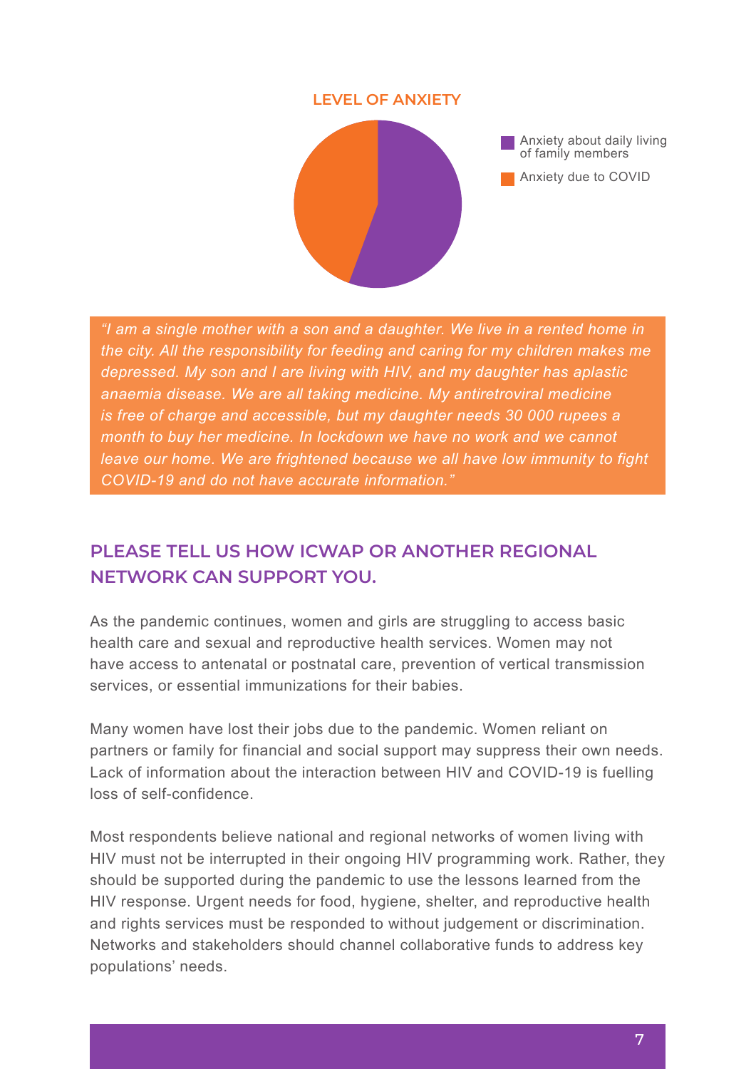**LEVEL OF ANXIETY**

- Anxiety about daily living of family members
- Anxiety due to COVID

*"I am a single mother with a son and a daughter. We live in a rented home in the city. All the responsibility for feeding and caring for my children makes me depressed. My son and I are living with HIV, and my daughter has aplastic anaemia disease. We are all taking medicine. My antiretroviral medicine is free of charge and accessible, but my daughter needs 30 000 rupees a month to buy her medicine. In lockdown we have no work and we cannot leave our home. We are frightened because we all have low immunity to fight COVID-19 and do not have accurate information."*

## PLEASE TELL US HOW ICWAP OR ANOTHER REGIONAL NETWORK CAN SUPPORT YOU.

As the pandemic continues, women and girls are struggling to access basic health care and sexual and reproductive health services. Women may not have access to antenatal or postnatal care, prevention of vertical transmission services, or essential immunizations for their babies.

Many women have lost their jobs due to the pandemic. Women reliant on partners or family for financial and social support may suppress their own needs. Lack of information about the interaction between HIV and COVID-19 is fuelling loss of self-confidence.

Most respondents believe national and regional networks of women living with HIV must not be interrupted in their ongoing HIV programming work. Rather, they should be supported during the pandemic to use the lessons learned from the HIV response. Urgent needs for food, hygiene, shelter, and reproductive health and rights services must be responded to without judgement or discrimination. Networks and stakeholders should channel collaborative funds to address key populations' needs.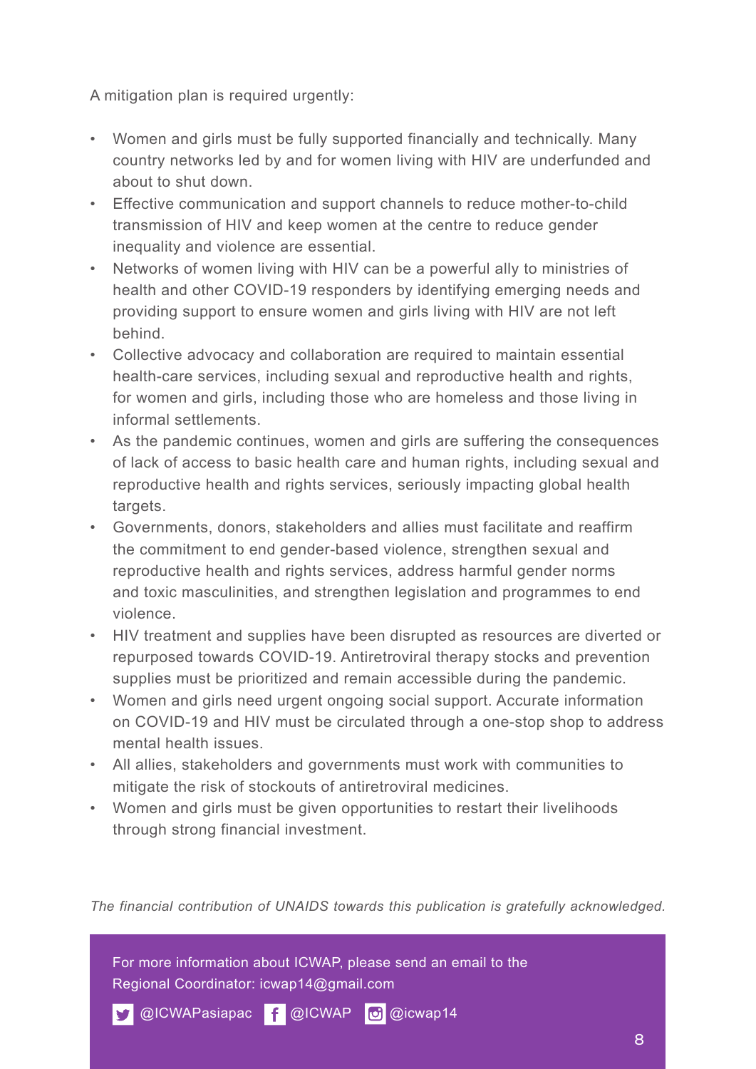A mitigation plan is required urgently:

- Women and girls must be fully supported financially and technically. Many country networks led by and for women living with HIV are underfunded and about to shut down.
- Effective communication and support channels to reduce mother-to-child transmission of HIV and keep women at the centre to reduce gender inequality and violence are essential.
- Networks of women living with HIV can be a powerful ally to ministries of health and other COVID-19 responders by identifying emerging needs and providing support to ensure women and girls living with HIV are not left behind.
- Collective advocacy and collaboration are required to maintain essential health-care services, including sexual and reproductive health and rights, for women and girls, including those who are homeless and those living in informal settlements.
- As the pandemic continues, women and girls are suffering the consequences of lack of access to basic health care and human rights, including sexual and reproductive health and rights services, seriously impacting global health targets.
- Governments, donors, stakeholders and allies must facilitate and reaffirm the commitment to end gender-based violence, strengthen sexual and reproductive health and rights services, address harmful gender norms and toxic masculinities, and strengthen legislation and programmes to end violence.
- HIV treatment and supplies have been disrupted as resources are diverted or repurposed towards COVID-19. Antiretroviral therapy stocks and prevention supplies must be prioritized and remain accessible during the pandemic.
- Women and girls need urgent ongoing social support. Accurate information on COVID-19 and HIV must be circulated through a one-stop shop to address mental health issues.
- All allies, stakeholders and governments must work with communities to mitigate the risk of stockouts of antiretroviral medicines.
- Women and girls must be given opportunities to restart their livelihoods through strong financial investment.

*The financial contribution of UNAIDS towards this publication is gratefully acknowledged.*

For more information about ICWAP, please send an email to the Regional Coordinator: icwap14@gmail.com

@ICWAPasiapac @ICWAP @icwap14